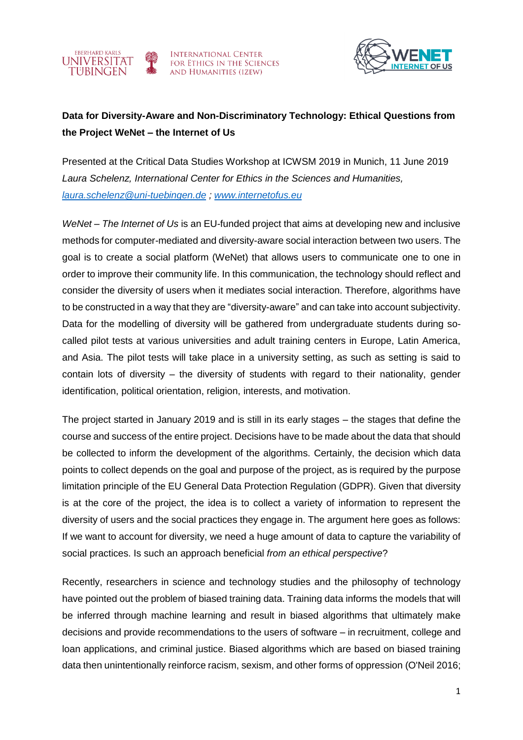**Data for Diversity-Aware and Non-Discriminatory Technology: Ethical Questions from the Project WeNet – the Internet of Us**

Presented at the Critical Data Studies Workshop at ICWSM 2019 in Munich, 11 June 2019
*Laura Schelenz, International Center for Ethics in the Sciences and Humanities,*
*laura.schelenz@uni-tuebingen.de ; www.internetofus.eu*

*WeNet – The Internet of Us* is an EU-funded project that aims at developing new and inclusive methods for computer-mediated and diversity-aware social interaction between two users. The goal is to create a social platform (WeNet) that allows users to communicate one to one in order to improve their community life. In this communication, the technology should reflect and consider the diversity of users when it mediates social interaction. Therefore, algorithms have to be constructed in a way that they are "diversity-aware" and can take into account subjectivity. Data for the modelling of diversity will be gathered from undergraduate students during so-called pilot tests at various universities and adult training centers in Europe, Latin America, and Asia. The pilot tests will take place in a university setting, as such as setting is said to contain lots of diversity – the diversity of students with regard to their nationality, gender identification, political orientation, religion, interests, and motivation.

The project started in January 2019 and is still in its early stages – the stages that define the course and success of the entire project. Decisions have to be made about the data that should be collected to inform the development of the algorithms. Certainly, the decision which data points to collect depends on the goal and purpose of the project, as is required by the purpose limitation principle of the EU General Data Protection Regulation (GDPR). Given that diversity is at the core of the project, the idea is to collect a variety of information to represent the diversity of users and the social practices they engage in. The argument here goes as follows: If we want to account for diversity, we need a huge amount of data to capture the variability of social practices. Is such an approach beneficial *from an ethical perspective*?

Recently, researchers in science and technology studies and the philosophy of technology have pointed out the problem of biased training data. Training data informs the models that will be inferred through machine learning and result in biased algorithms that ultimately make decisions and provide recommendations to the users of software – in recruitment, college and loan applications, and criminal justice. Biased algorithms which are based on biased training data then unintentionally reinforce racism, sexism, and other forms of oppression (O'Neil 2016;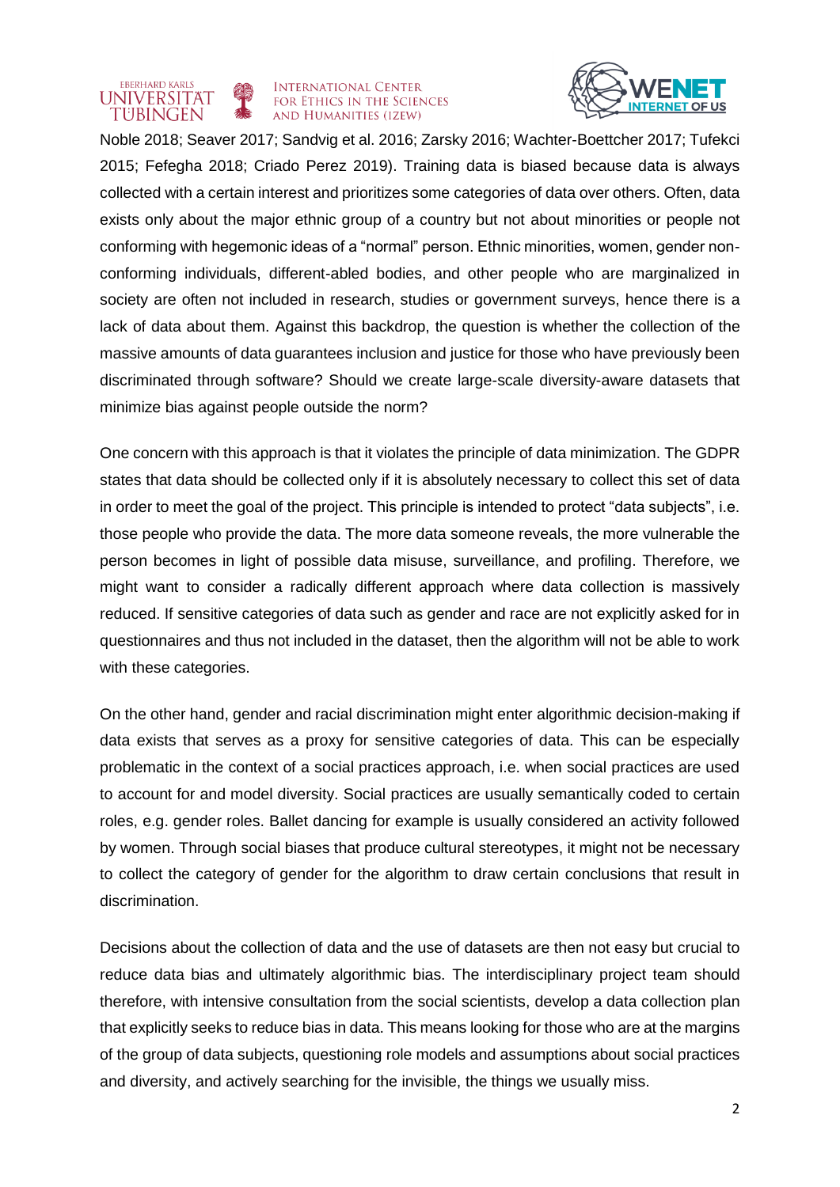Noble 2018; Seaver 2017; Sandvig et al. 2016; Zarsky 2016; Wachter-Boettcher 2017; Tufekci 2015; Fefegha 2018; Criado Perez 2019). Training data is biased because data is always collected with a certain interest and prioritizes some categories of data over others. Often, data exists only about the major ethnic group of a country but not about minorities or people not conforming with hegemonic ideas of a "normal" person. Ethnic minorities, women, gender non-conforming individuals, different-abled bodies, and other people who are marginalized in society are often not included in research, studies or government surveys, hence there is a lack of data about them. Against this backdrop, the question is whether the collection of the massive amounts of data guarantees inclusion and justice for those who have previously been discriminated through software? Should we create large-scale diversity-aware datasets that minimize bias against people outside the norm?

One concern with this approach is that it violates the principle of data minimization. The GDPR states that data should be collected only if it is absolutely necessary to collect this set of data in order to meet the goal of the project. This principle is intended to protect "data subjects", i.e. those people who provide the data. The more data someone reveals, the more vulnerable the person becomes in light of possible data misuse, surveillance, and profiling. Therefore, we might want to consider a radically different approach where data collection is massively reduced. If sensitive categories of data such as gender and race are not explicitly asked for in questionnaires and thus not included in the dataset, then the algorithm will not be able to work with these categories.

On the other hand, gender and racial discrimination might enter algorithmic decision-making if data exists that serves as a proxy for sensitive categories of data. This can be especially problematic in the context of a social practices approach, i.e. when social practices are used to account for and model diversity. Social practices are usually semantically coded to certain roles, e.g. gender roles. Ballet dancing for example is usually considered an activity followed by women. Through social biases that produce cultural stereotypes, it might not be necessary to collect the category of gender for the algorithm to draw certain conclusions that result in discrimination.

Decisions about the collection of data and the use of datasets are then not easy but crucial to reduce data bias and ultimately algorithmic bias. The interdisciplinary project team should therefore, with intensive consultation from the social scientists, develop a data collection plan that explicitly seeks to reduce bias in data. This means looking for those who are at the margins of the group of data subjects, questioning role models and assumptions about social practices and diversity, and actively searching for the invisible, the things we usually miss.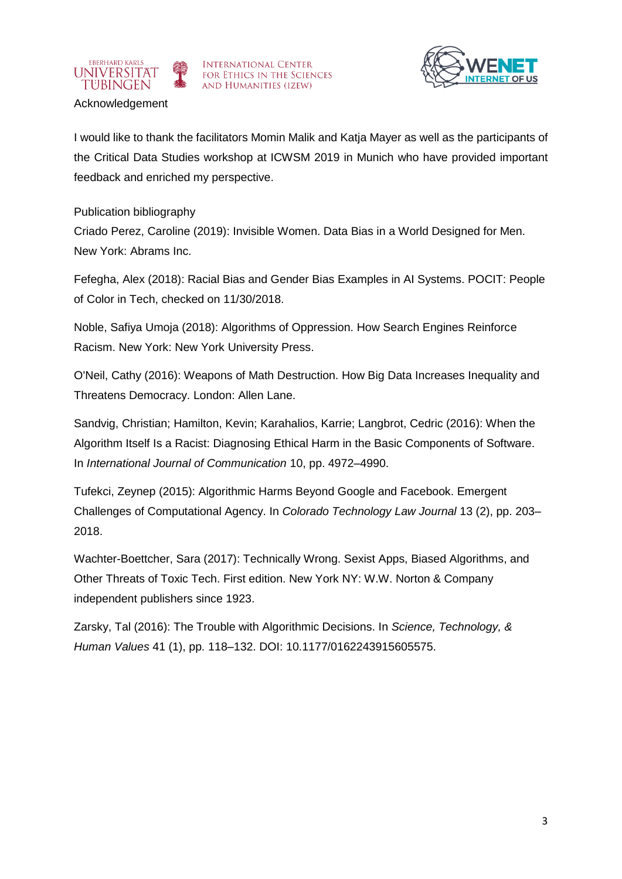## Acknowledgement

I would like to thank the facilitators Momin Malik and Katja Mayer as well as the participants of the Critical Data Studies workshop at ICWSM 2019 in Munich who have provided important feedback and enriched my perspective.

## Publication bibliography

Criado Perez, Caroline (2019): Invisible Women. Data Bias in a World Designed for Men. New York: Abrams Inc.

Fefegha, Alex (2018): Racial Bias and Gender Bias Examples in AI Systems. POCIT: People of Color in Tech, checked on 11/30/2018.

Noble, Safiya Umoja (2018): Algorithms of Oppression. How Search Engines Reinforce Racism. New York: New York University Press.

O'Neil, Cathy (2016): Weapons of Math Destruction. How Big Data Increases Inequality and Threatens Democracy. London: Allen Lane.

Sandvig, Christian; Hamilton, Kevin; Karahalios, Karrie; Langbrot, Cedric (2016): When the Algorithm Itself Is a Racist: Diagnosing Ethical Harm in the Basic Components of Software. In *International Journal of Communication* 10, pp. 4972–4990.

Tufekci, Zeynep (2015): Algorithmic Harms Beyond Google and Facebook. Emergent Challenges of Computational Agency. In *Colorado Technology Law Journal* 13 (2), pp. 203–2018.

Wachter-Boettcher, Sara (2017): Technically Wrong. Sexist Apps, Biased Algorithms, and Other Threats of Toxic Tech. First edition. New York NY: W.W. Norton & Company independent publishers since 1923.

Zarsky, Tal (2016): The Trouble with Algorithmic Decisions. In *Science, Technology, & Human Values* 41 (1), pp. 118–132. DOI: 10.1177/0162243915605575.